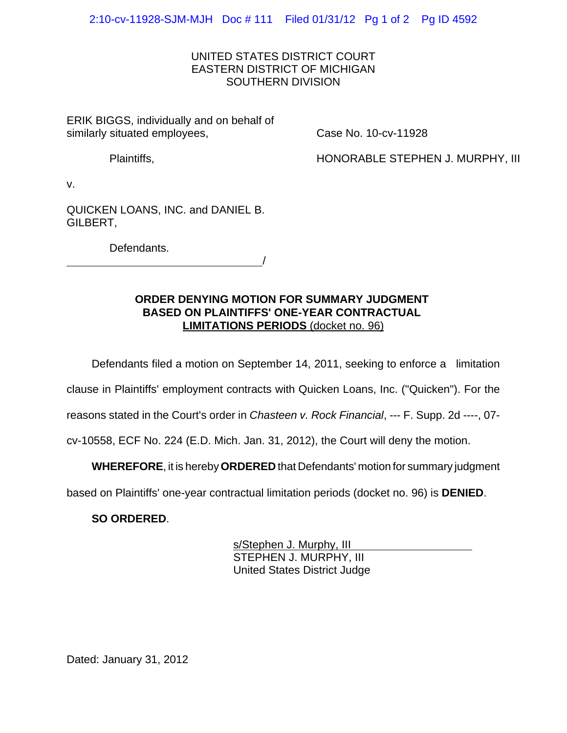UNITED STATES DISTRICT COURT
EASTERN DISTRICT OF MICHIGAN
SOUTHERN DIVISION

ERIK BIGGS, individually and on behalf of similarly situated employees,

Plaintiffs,

v.

QUICKEN LOANS, INC. and DANIEL B. GILBERT,

Defendants.

/

Case No. 10-cv-11928

HONORABLE STEPHEN J. MURPHY, III

**ORDER DENYING MOTION FOR SUMMARY JUDGMENT BASED ON PLAINTIFFS' ONE-YEAR CONTRACTUAL LIMITATIONS PERIODS** (docket no. 96)

Defendants filed a motion on September 14, 2011, seeking to enforce a limitation clause in Plaintiffs' employment contracts with Quicken Loans, Inc. ("Quicken"). For the reasons stated in the Court's order in *Chasteen v. Rock Financial*, --- F. Supp. 2d ----, 07-cv-10558, ECF No. 224 (E.D. Mich. Jan. 31, 2012), the Court will deny the motion.

**WHEREFORE**, it is hereby **ORDERED** that Defendants' motion for summary judgment based on Plaintiffs' one-year contractual limitation periods (docket no. 96) is **DENIED**.

**SO ORDERED**.

s/Stephen J. Murphy, III
STEPHEN J. MURPHY, III
United States District Judge

Dated: January 31, 2012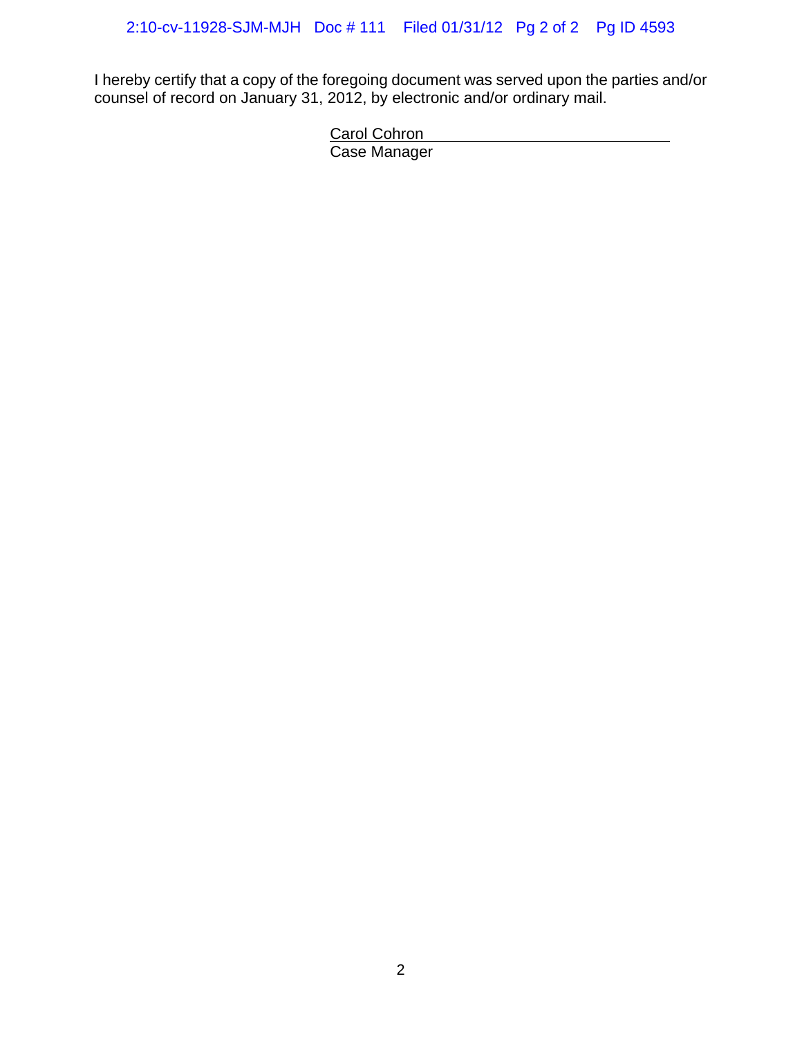I hereby certify that a copy of the foregoing document was served upon the parties and/or counsel of record on January 31, 2012, by electronic and/or ordinary mail.

Carol Cohron
Case Manager